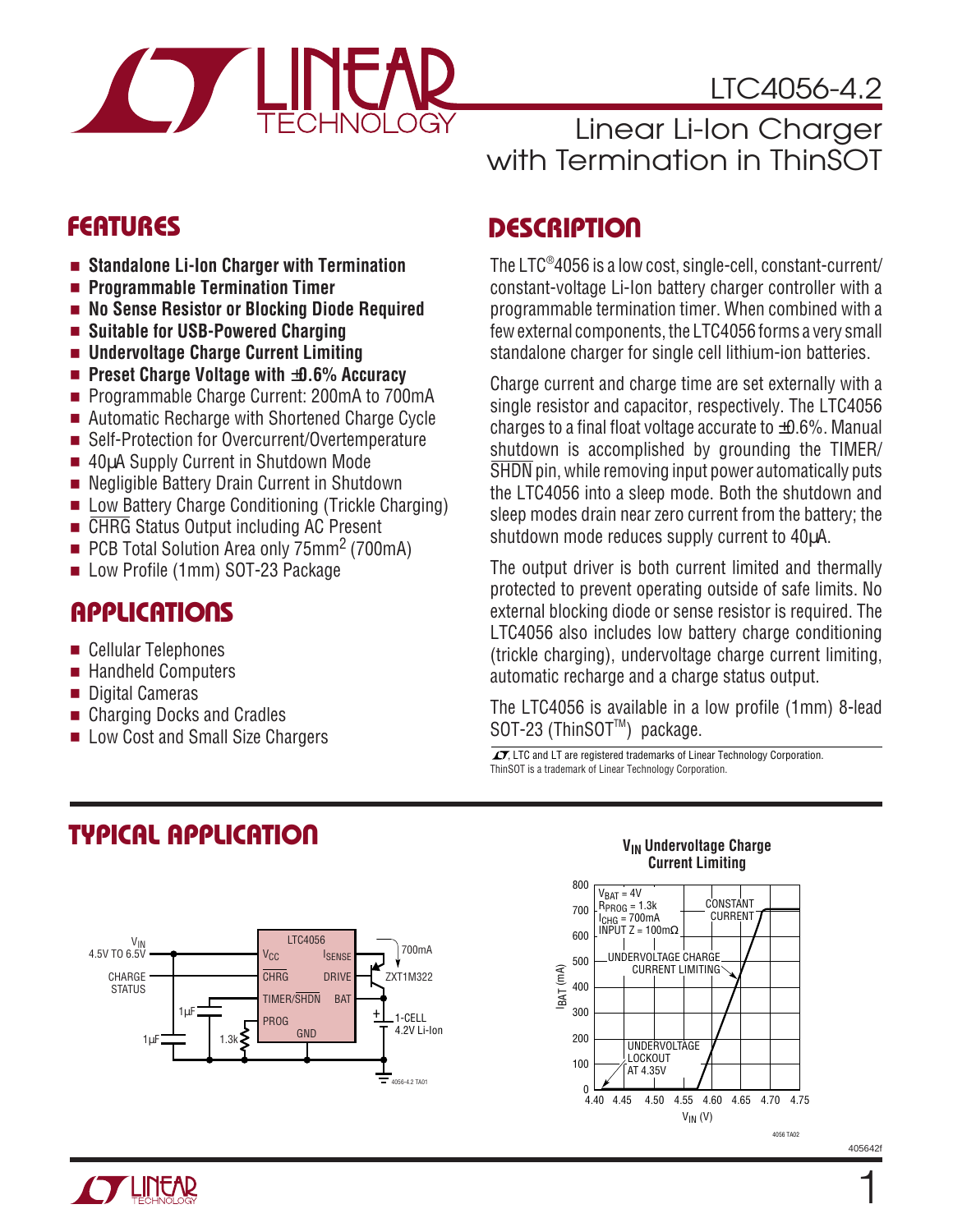# LTC4056-4.2

## Linear Li-Ion Charger with Termination in ThinSOT

## FEATURES

- **Standalone Li-Ion Charger with Termination**
- **Programmable Termination Timer**
- **No Sense Resistor or Blocking Diode Required**
- **Suitable for USB-Powered Charging**
- **Undervoltage Charge Current Limiting**
- **Preset Charge Voltage with ±0.6% Accuracy**
- Programmable Charge Current: 200mA to 700mA
- Automatic Recharge with Shortened Charge Cycle
- Self-Protection for Overcurrent/Overtemperature
- 40µA Supply Current in Shutdown Mode
- Negligible Battery Drain Current in Shutdown
- Low Battery Charge Conditioning (Trickle Charging)
- CHRG Status Output including AC Present
- PCB Total Solution Area only 75mm² (700mA)
- Low Profile (1mm) SOT-23 Package

## APPLICATIONS

- Cellular Telephones
- Handheld Computers
- Digital Cameras
- Charging Docks and Cradles
- Low Cost and Small Size Chargers

## DESCRIPTION

The LTC®4056 is a low cost, single-cell, constant-current/constant-voltage Li-Ion battery charger controller with a programmable termination timer. When combined with a few external components, the LTC4056 forms a very small standalone charger for single cell lithium-ion batteries.

Charge current and charge time are set externally with a single resistor and capacitor, respectively. The LTC4056 charges to a final float voltage accurate to ±0.6%. Manual shutdown is accomplished by grounding the TIMER/SHDN pin, while removing input power automatically puts the LTC4056 into a sleep mode. Both the shutdown and sleep modes drain near zero current from the battery; the shutdown mode reduces supply current to 40µA.

The output driver is both current limited and thermally protected to prevent operating outside of safe limits. No external blocking diode or sense resistor is required. The LTC4056 also includes low battery charge conditioning (trickle charging), undervoltage charge current limiting, automatic recharge and a charge status output.

The LTC4056 is available in a low profile (1mm) 8-lead SOT-23 (ThinSOT™) package.

LTC and LT are registered trademarks of Linear Technology Corporation. ThinSOT is a trademark of Linear Technology Corporation.

## TYPICAL APPLICATION

$V_{IN}$ 4.5V TO 6.5V; CHARGE STATUS; LTC4056 ($V_{CC}$, CHRG, TIMER/SHDN, PROG, GND, $I_{SENSE}$, DRIVE, BAT); 1µF; 1µF; 1.3k; ZXT1M322; 700mA; 1-CELL 4.2V Li-Ion

4056-4.2 TA01

**$V_{IN}$ Undervoltage Charge Current Limiting**

$V_{BAT}$ = 4V, $R_{PROG}$ = 1.3k, $I_{CHG}$ = 700mA, INPUT Z = 100mΩ; CONSTANT CURRENT; UNDERVOLTAGE CHARGE CURRENT LIMITING; UNDERVOLTAGE LOCKOUT AT 4.35V; $I_{BAT}$ (mA); $V_{IN}$ (V)

4056 TA02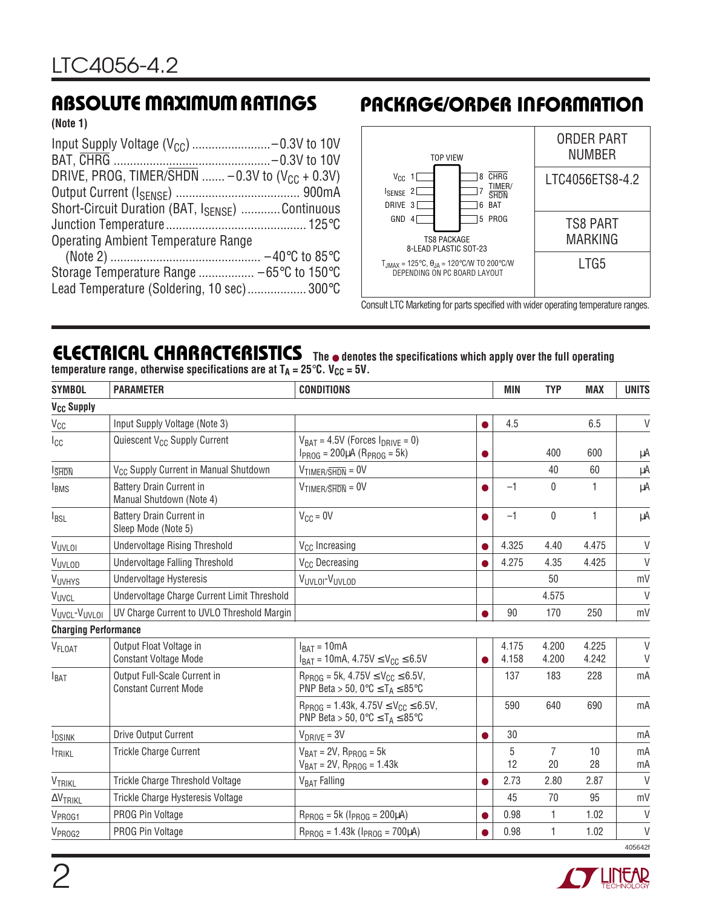## ABSOLUTE MAXIMUM RATINGS

**(Note 1)**

Input Supply Voltage ($V_{CC}$) ........................ –0.3V to 10V
BAT, $\overline{CHRG}$ ................................................ –0.3V to 10V
DRIVE, PROG, TIMER/$\overline{SHDN}$ ....... –0.3V to ($V_{CC}$ + 0.3V)
Output Current ($I_{SENSE}$) ..................................... 900mA
Short-Circuit Duration (BAT, $I_{SENSE}$) ............ Continuous
Junction Temperature ........................................... 125°C
Operating Ambient Temperature Range
(Note 2) ............................................. –40°C to 85°C
Storage Temperature Range ................. –65°C to 150°C
Lead Temperature (Soldering, 10 sec) .................. 300°C

## PACKAGE/ORDER INFORMATION

TOP VIEW

| Pin | Name | Pin | Name |
|---|---|---|---|
| 1 | $V_{CC}$ | 8 | $\overline{CHRG}$ |
| 2 | $I_{SENSE}$ | 7 | TIMER/$\overline{SHDN}$ |
| 3 | DRIVE | 6 | BAT |
| 4 | GND | 5 | PROG |

TS8 PACKAGE
8-LEAD PLASTIC SOT-23

$T_{JMAX}$ = 125°C, $\theta_{JA}$ = 120°C/W TO 200°C/W DEPENDING ON PC BOARD LAYOUT

| ORDER PART NUMBER | TS8 PART MARKING |
|---|---|
| LTC4056ETS8-4.2 | LTG5 |

Consult LTC Marketing for parts specified with wider operating temperature ranges.

## ELECTRICAL CHARACTERISTICS

**The ● denotes the specifications which apply over the full operating temperature range, otherwise specifications are at $T_A$ = 25°C. $V_{CC}$ = 5V.**

| SYMBOL | PARAMETER | CONDITIONS | | MIN | TYP | MAX | UNITS |
|---|---|---|---|---|---|---|---|
| **$V_{CC}$ Supply** | | | | | | | |
| $V_{CC}$ | Input Supply Voltage (Note 3) | | ● | 4.5 | | 6.5 | V |
| $I_{CC}$ | Quiescent $V_{CC}$ Supply Current | $V_{BAT}$ = 4.5V (Forces $I_{DRIVE}$ = 0) $I_{PROG}$ = 200µA ($R_{PROG}$ = 5k) | ● | | 400 | 600 | µA |
| $I_{\overline{SHDN}}$ | $V_{CC}$ Supply Current in Manual Shutdown | $V_{TIMER/\overline{SHDN}}$ = 0V | | | 40 | 60 | µA |
| $I_{BMS}$ | Battery Drain Current in Manual Shutdown (Note 4) | $V_{TIMER/\overline{SHDN}}$ = 0V | ● | –1 | 0 | 1 | µA |
| $I_{BSL}$ | Battery Drain Current in Sleep Mode (Note 5) | $V_{CC}$ = 0V | ● | –1 | 0 | 1 | µA |
| $V_{UVLOI}$ | Undervoltage Rising Threshold | $V_{CC}$ Increasing | ● | 4.325 | 4.40 | 4.475 | V |
| $V_{UVLOD}$ | Undervoltage Falling Threshold | $V_{CC}$ Decreasing | ● | 4.275 | 4.35 | 4.425 | V |
| $V_{UVHYS}$ | Undervoltage Hysteresis | $V_{UVLOI}$-$V_{UVLOD}$ | | | 50 | | mV |
| $V_{UVCL}$ | Undervoltage Charge Current Limit Threshold | | | | 4.575 | | V |
| $V_{UVCL}$-$V_{UVLOI}$ | UV Charge Current to UVLO Threshold Margin | | ● | 90 | 170 | 250 | mV |
| **Charging Performance** | | | | | | | |
| $V_{FLOAT}$ | Output Float Voltage in Constant Voltage Mode | $I_{BAT}$ = 10mA<br>$I_{BAT}$ = 10mA, 4.75V ≤ $V_{CC}$ ≤ 6.5V | <br>● | 4.175<br>4.158 | 4.200<br>4.200 | 4.225<br>4.242 | V<br>V |
| $I_{BAT}$ | Output Full-Scale Current in Constant Current Mode | $R_{PROG}$ = 5k, 4.75V ≤ $V_{CC}$ ≤ 6.5V, PNP Beta > 50, 0°C ≤ $T_A$ ≤ 85°C | | 137 | 183 | 228 | mA |
| | | $R_{PROG}$ = 1.43k, 4.75V ≤ $V_{CC}$ ≤ 6.5V, PNP Beta > 50, 0°C ≤ $T_A$ ≤ 85°C | | 590 | 640 | 690 | mA |
| $I_{DSINK}$ | Drive Output Current | $V_{DRIVE}$ = 3V | ● | 30 | | | mA |
| $I_{TRIKL}$ | Trickle Charge Current | $V_{BAT}$ = 2V, $R_{PROG}$ = 5k<br>$V_{BAT}$ = 2V, $R_{PROG}$ = 1.43k | | 5<br>12 | 7<br>20 | 10<br>28 | mA<br>mA |
| $V_{TRIKL}$ | Trickle Charge Threshold Voltage | $V_{BAT}$ Falling | ● | 2.73 | 2.80 | 2.87 | V |
| $\Delta V_{TRIKL}$ | Trickle Charge Hysteresis Voltage | | | 45 | 70 | 95 | mV |
| $V_{PROG1}$ | PROG Pin Voltage | $R_{PROG}$ = 5k ($I_{PROG}$ = 200µA) | ● | 0.98 | 1 | 1.02 | V |
| $V_{PROG2}$ | PROG Pin Voltage | $R_{PROG}$ = 1.43k ($I_{PROG}$ = 700µA) | ● | 0.98 | 1 | 1.02 | V |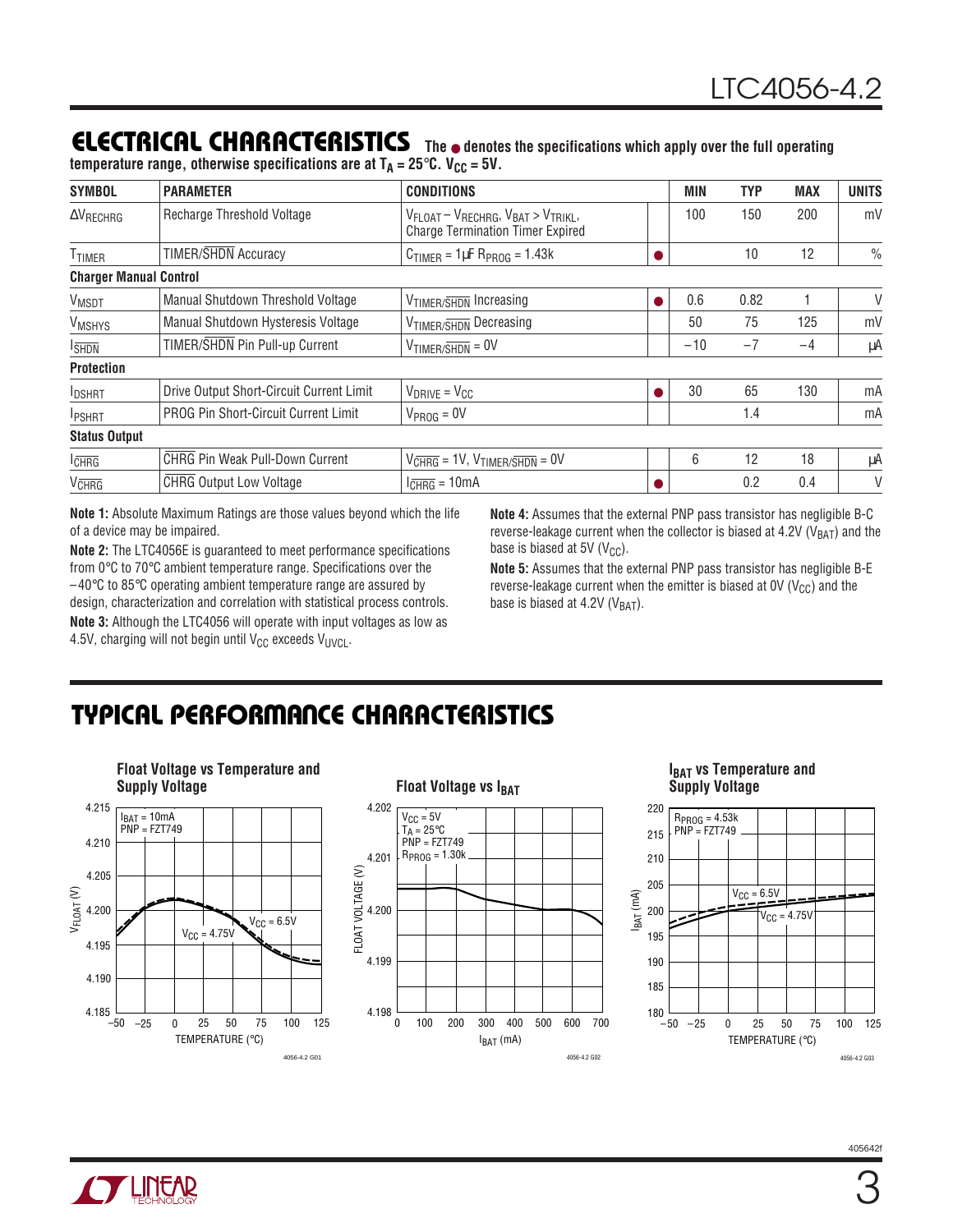## ELECTRICAL CHARACTERISTICS

**The ● denotes the specifications which apply over the full operating temperature range, otherwise specifications are at $T_A = 25°C$. $V_{CC} = 5V$.**

| SYMBOL | PARAMETER | CONDITIONS | | MIN | TYP | MAX | UNITS |
|---|---|---|---|---|---|---|---|
| $\Delta V_{RECHRG}$ | Recharge Threshold Voltage | $V_{FLOAT} - V_{RECHRG}$, $V_{BAT} > V_{TRIKL}$, Charge Termination Timer Expired | | 100 | 150 | 200 | mV |
| $T_{TIMER}$ | TIMER/$\overline{SHDN}$ Accuracy | $C_{TIMER} = 1\mu F$ $R_{PROG} = 1.43k$ | ● | | 10 | 12 | % |
| **Charger Manual Control** | | | | | | | |
| $V_{MSDT}$ | Manual Shutdown Threshold Voltage | $V_{TIMER/\overline{SHDN}}$ Increasing | ● | 0.6 | 0.82 | 1 | V |
| $V_{MSHYS}$ | Manual Shutdown Hysteresis Voltage | $V_{TIMER/\overline{SHDN}}$ Decreasing | | 50 | 75 | 125 | mV |
| $I_{\overline{SHDN}}$ | TIMER/$\overline{SHDN}$ Pin Pull-up Current | $V_{TIMER/\overline{SHDN}} = 0V$ | | −10 | −7 | −4 | µA |
| **Protection** | | | | | | | |
| $I_{DSHRT}$ | Drive Output Short-Circuit Current Limit | $V_{DRIVE} = V_{CC}$ | ● | 30 | 65 | 130 | mA |
| $I_{PSHRT}$ | PROG Pin Short-Circuit Current Limit | $V_{PROG} = 0V$ | | | 1.4 | | mA |
| **Status Output** | | | | | | | |
| $I_{\overline{CHRG}}$ | $\overline{CHRG}$ Pin Weak Pull-Down Current | $V_{\overline{CHRG}} = 1V$, $V_{TIMER/\overline{SHDN}} = 0V$ | | 6 | 12 | 18 | µA |
| $V_{\overline{CHRG}}$ | $\overline{CHRG}$ Output Low Voltage | $I_{\overline{CHRG}} = 10mA$ | ● | | 0.2 | 0.4 | V |

**Note 1:** Absolute Maximum Ratings are those values beyond which the life of a device may be impaired.

**Note 2:** The LTC4056E is guaranteed to meet performance specifications from 0°C to 70°C ambient temperature range. Specifications over the −40°C to 85°C operating ambient temperature range are assured by design, characterization and correlation with statistical process controls.

**Note 3:** Although the LTC4056 will operate with input voltages as low as 4.5V, charging will not begin until $V_{CC}$ exceeds $V_{UVCL}$.

**Note 4:** Assumes that the external PNP pass transistor has negligible B-C reverse-leakage current when the collector is biased at 4.2V ($V_{BAT}$) and the base is biased at 5V ($V_{CC}$).

**Note 5:** Assumes that the external PNP pass transistor has negligible B-E reverse-leakage current when the emitter is biased at 0V ($V_{CC}$) and the base is biased at 4.2V ($V_{BAT}$).

## TYPICAL PERFORMANCE CHARACTERISTICS

**Float Voltage vs Temperature and Supply Voltage**

**Float Voltage vs $I_{BAT}$**

**$I_{BAT}$ vs Temperature and Supply Voltage**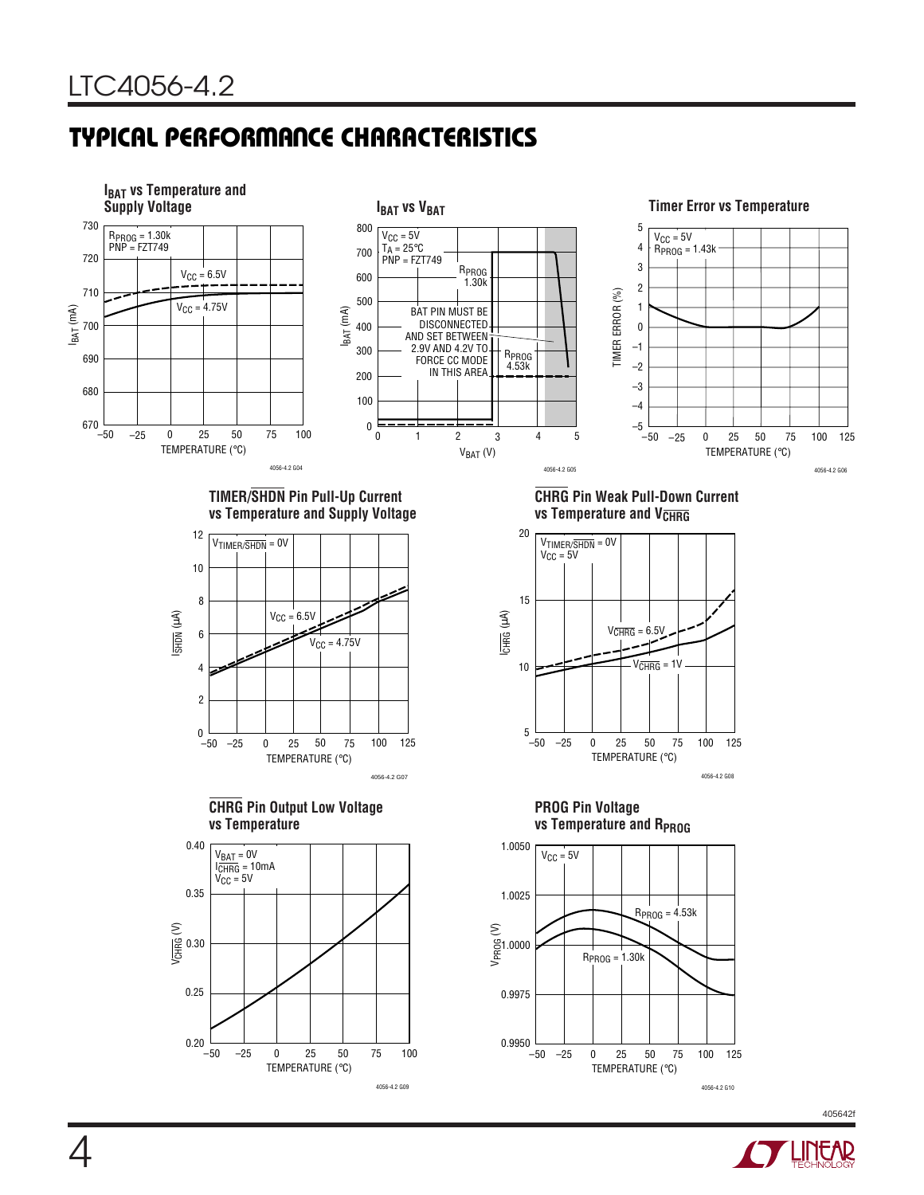## TYPICAL PERFORMANCE CHARACTERISTICS

**$I_{BAT}$ vs Temperature and Supply Voltage**

$R_{PROG}$ = 1.30k
PNP = FZT749

$V_{CC}$ = 6.5V
$V_{CC}$ = 4.75V

4056-4.2 G04

**$I_{BAT}$ vs $V_{BAT}$**

$V_{CC}$ = 5V
$T_A$ = 25°C
PNP = FZT749

$R_{PROG}$ 1.30k
$R_{PROG}$ 4.53k

BAT PIN MUST BE DISCONNECTED AND SET BETWEEN 2.9V AND 4.2V TO FORCE CC MODE IN THIS AREA

4056-4.2 G05

**Timer Error vs Temperature**

$V_{CC}$ = 5V
$R_{PROG}$ = 1.43k

4056-4.2 G06

**TIMER/$\overline{SHDN}$ Pin Pull-Up Current vs Temperature and Supply Voltage**

$V_{TIMER/\overline{SHDN}}$ = 0V

$V_{CC}$ = 6.5V
$V_{CC}$ = 4.75V

4056-4.2 G07

**$\overline{CHRG}$ Pin Weak Pull-Down Current vs Temperature and $V_{\overline{CHRG}}$**

$V_{TIMER/\overline{SHDN}}$ = 0V
$V_{CC}$ = 5V

$V_{\overline{CHRG}}$ = 6.5V
$V_{\overline{CHRG}}$ = 1V

4056-4.2 G08

**$\overline{CHRG}$ Pin Output Low Voltage vs Temperature**

$V_{BAT}$ = 0V
$I_{\overline{CHRG}}$ = 10mA
$V_{CC}$ = 5V

4056-4.2 G09

**PROG Pin Voltage vs Temperature and $R_{PROG}$**

$V_{CC}$ = 5V

$R_{PROG}$ = 4.53k
$R_{PROG}$ = 1.30k

4056-4.2 G10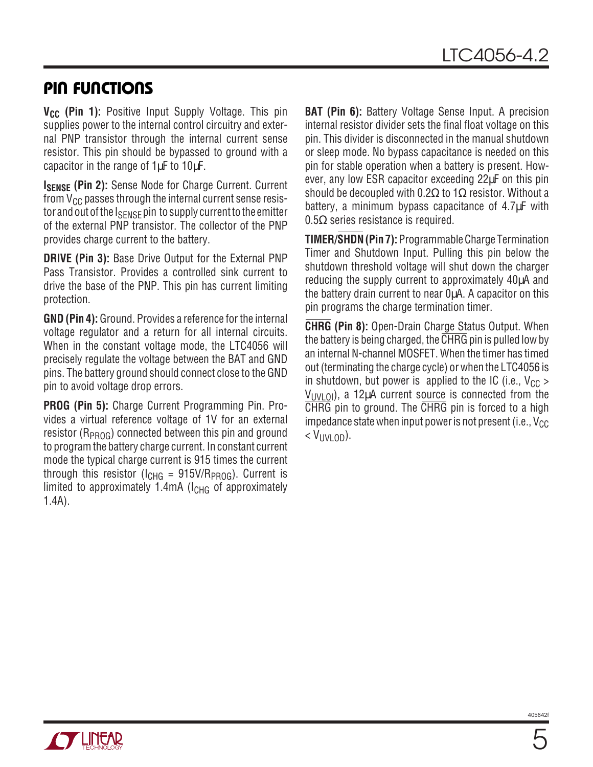## PIN FUNCTIONS

**$V_{CC}$ (Pin 1):** Positive Input Supply Voltage. This pin supplies power to the internal control circuitry and external PNP transistor through the internal current sense resistor. This pin should be bypassed to ground with a capacitor in the range of 1µF to 10µF.

**$I_{SENSE}$ (Pin 2):** Sense Node for Charge Current. Current from $V_{CC}$ passes through the internal current sense resistor and out of the $I_{SENSE}$ pin to supply current to the emitter of the external PNP transistor. The collector of the PNP provides charge current to the battery.

**DRIVE (Pin 3):** Base Drive Output for the External PNP Pass Transistor. Provides a controlled sink current to drive the base of the PNP. This pin has current limiting protection.

**GND (Pin 4):** Ground. Provides a reference for the internal voltage regulator and a return for all internal circuits. When in the constant voltage mode, the LTC4056 will precisely regulate the voltage between the BAT and GND pins. The battery ground should connect close to the GND pin to avoid voltage drop errors.

**PROG (Pin 5):** Charge Current Programming Pin. Provides a virtual reference voltage of 1V for an external resistor ($R_{PROG}$) connected between this pin and ground to program the battery charge current. In constant current mode the typical charge current is 915 times the current through this resistor ($I_{CHG} = 915V/R_{PROG}$). Current is limited to approximately 1.4mA ($I_{CHG}$ of approximately 1.4A).

**BAT (Pin 6):** Battery Voltage Sense Input. A precision internal resistor divider sets the final float voltage on this pin. This divider is disconnected in the manual shutdown or sleep mode. No bypass capacitance is needed on this pin for stable operation when a battery is present. However, any low ESR capacitor exceeding 22µF on this pin should be decoupled with 0.2Ω to 1Ω resistor. Without a battery, a minimum bypass capacitance of 4.7µF with 0.5Ω series resistance is required.

**TIMER/$\overline{\text{SHDN}}$ (Pin 7):** Programmable Charge Termination Timer and Shutdown Input. Pulling this pin below the shutdown threshold voltage will shut down the charger reducing the supply current to approximately 40µA and the battery drain current to near 0µA. A capacitor on this pin programs the charge termination timer.

**$\overline{\text{CHRG}}$ (Pin 8):** Open-Drain Charge Status Output. When the battery is being charged, the $\overline{\text{CHRG}}$ pin is pulled low by an internal N-channel MOSFET. When the timer has timed out (terminating the charge cycle) or when the LTC4056 is in shutdown, but power is applied to the IC (i.e., $V_{CC} > V_{UVLOI}$), a 12µA current source is connected from the $\overline{\text{CHRG}}$ pin to ground. The $\overline{\text{CHRG}}$ pin is forced to a high impedance state when input power is not present (i.e., $V_{CC} < V_{UVLOD}$).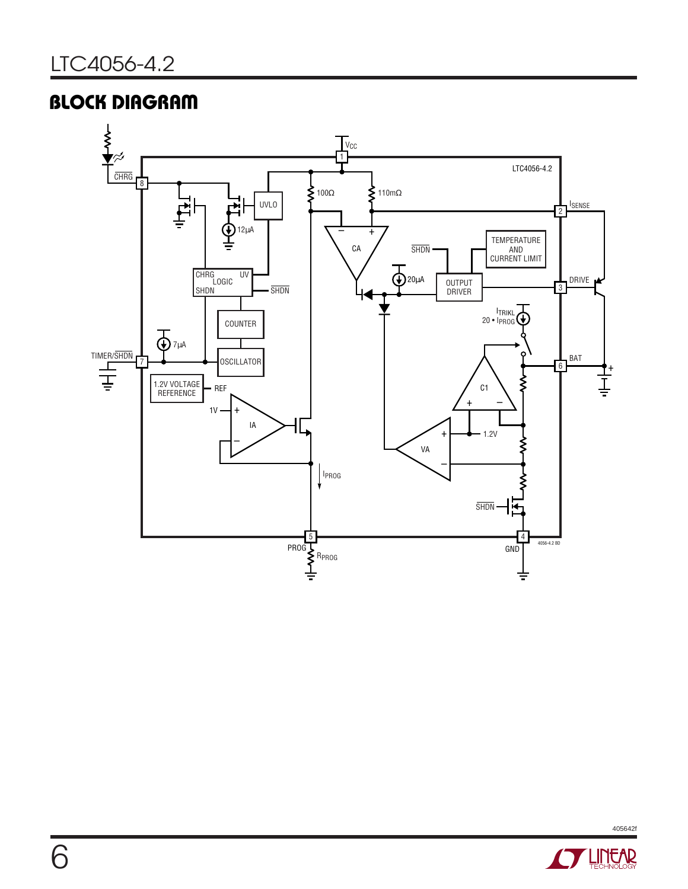## BLOCK DIAGRAM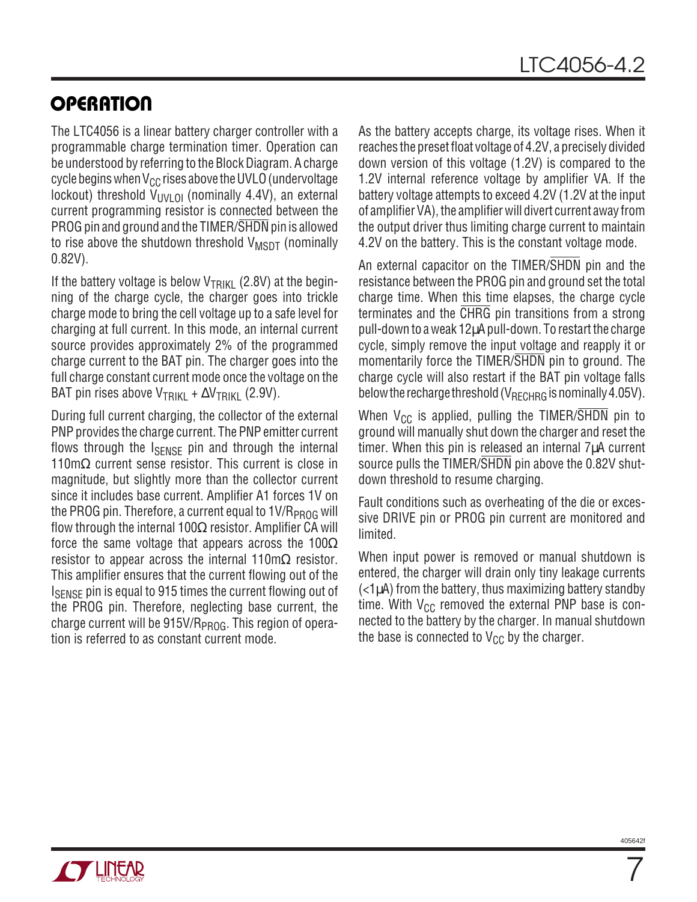## OPERATION

The LTC4056 is a linear battery charger controller with a programmable charge termination timer. Operation can be understood by referring to the Block Diagram. A charge cycle begins when $V_{CC}$ rises above the UVLO (undervoltage lockout) threshold $V_{UVLOI}$ (nominally 4.4V), an external current programming resistor is connected between the PROG pin and ground and the TIMER/$\overline{SHDN}$ pin is allowed to rise above the shutdown threshold $V_{MSDT}$ (nominally 0.82V).

If the battery voltage is below $V_{TRIKL}$ (2.8V) at the beginning of the charge cycle, the charger goes into trickle charge mode to bring the cell voltage up to a safe level for charging at full current. In this mode, an internal current source provides approximately 2% of the programmed charge current to the BAT pin. The charger goes into the full charge constant current mode once the voltage on the BAT pin rises above $V_{TRIKL} + \Delta V_{TRIKL}$ (2.9V).

During full current charging, the collector of the external PNP provides the charge current. The PNP emitter current flows through the $I_{SENSE}$ pin and through the internal 110mΩ current sense resistor. This current is close in magnitude, but slightly more than the collector current since it includes base current. Amplifier A1 forces 1V on the PROG pin. Therefore, a current equal to $1V/R_{PROG}$ will flow through the internal 100Ω resistor. Amplifier CA will force the same voltage that appears across the 100Ω resistor to appear across the internal 110mΩ resistor. This amplifier ensures that the current flowing out of the $I_{SENSE}$ pin is equal to 915 times the current flowing out of the PROG pin. Therefore, neglecting base current, the charge current will be $915V/R_{PROG}$. This region of operation is referred to as constant current mode.

As the battery accepts charge, its voltage rises. When it reaches the preset float voltage of 4.2V, a precisely divided down version of this voltage (1.2V) is compared to the 1.2V internal reference voltage by amplifier VA. If the battery voltage attempts to exceed 4.2V (1.2V at the input of amplifier VA), the amplifier will divert current away from the output driver thus limiting charge current to maintain 4.2V on the battery. This is the constant voltage mode.

An external capacitor on the TIMER/$\overline{SHDN}$ pin and the resistance between the PROG pin and ground set the total charge time. When this time elapses, the charge cycle terminates and the $\overline{CHRG}$ pin transitions from a strong pull-down to a weak 12µA pull-down. To restart the charge cycle, simply remove the input voltage and reapply it or momentarily force the TIMER/$\overline{SHDN}$ pin to ground. The charge cycle will also restart if the BAT pin voltage falls below the recharge threshold ($V_{RECHRG}$ is nominally 4.05V).

When $V_{CC}$ is applied, pulling the TIMER/$\overline{SHDN}$ pin to ground will manually shut down the charger and reset the timer. When this pin is released an internal 7µA current source pulls the TIMER/$\overline{SHDN}$ pin above the 0.82V shutdown threshold to resume charging.

Fault conditions such as overheating of the die or excessive DRIVE pin or PROG pin current are monitored and limited.

When input power is removed or manual shutdown is entered, the charger will drain only tiny leakage currents (<1µA) from the battery, thus maximizing battery standby time. With $V_{CC}$ removed the external PNP base is connected to the battery by the charger. In manual shutdown the base is connected to $V_{CC}$ by the charger.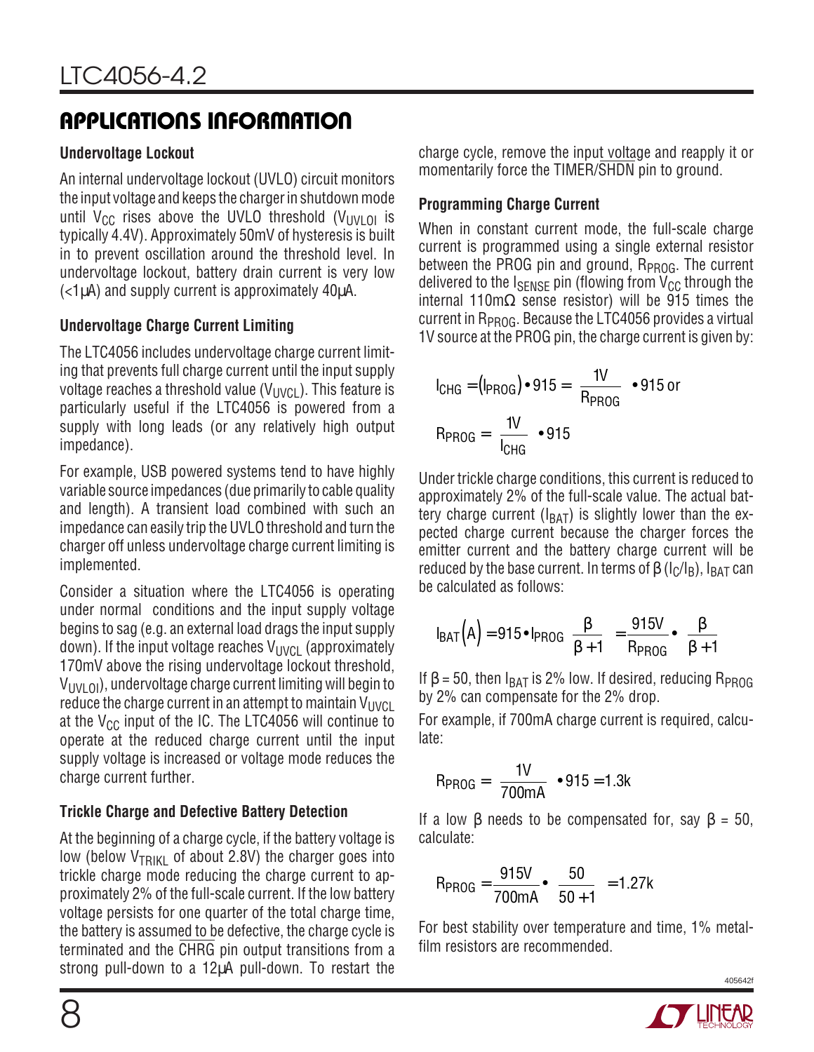## APPLICATIONS INFORMATION

### Undervoltage Lockout

An internal undervoltage lockout (UVLO) circuit monitors the input voltage and keeps the charger in shutdown mode until $V_{CC}$ rises above the UVLO threshold ($V_{UVLOI}$ is typically 4.4V). Approximately 50mV of hysteresis is built in to prevent oscillation around the threshold level. In undervoltage lockout, battery drain current is very low (<1μA) and supply current is approximately 40μA.

### Undervoltage Charge Current Limiting

The LTC4056 includes undervoltage charge current limiting that prevents full charge current until the input supply voltage reaches a threshold value ($V_{UVCL}$). This feature is particularly useful if the LTC4056 is powered from a supply with long leads (or any relatively high output impedance).

For example, USB powered systems tend to have highly variable source impedances (due primarily to cable quality and length). A transient load combined with such an impedance can easily trip the UVLO threshold and turn the charger off unless undervoltage charge current limiting is implemented.

Consider a situation where the LTC4056 is operating under normal conditions and the input supply voltage begins to sag (e.g. an external load drags the input supply down). If the input voltage reaches $V_{UVCL}$ (approximately 170mV above the rising undervoltage lockout threshold, $V_{UVLOI}$), undervoltage charge current limiting will begin to reduce the charge current in an attempt to maintain $V_{UVCL}$ at the $V_{CC}$ input of the IC. The LTC4056 will continue to operate at the reduced charge current until the input supply voltage is increased or voltage mode reduces the charge current further.

### Trickle Charge and Defective Battery Detection

At the beginning of a charge cycle, if the battery voltage is low (below $V_{TRIKL}$ of about 2.8V) the charger goes into trickle charge mode reducing the charge current to approximately 2% of the full-scale current. If the low battery voltage persists for one quarter of the total charge time, the battery is assumed to be defective, the charge cycle is terminated and the $\overline{CHRG}$ pin output transitions from a strong pull-down to a 12μA pull-down. To restart the charge cycle, remove the input voltage and reapply it or momentarily force the TIMER/$\overline{SHDN}$ pin to ground.

### Programming Charge Current

When in constant current mode, the full-scale charge current is programmed using a single external resistor between the PROG pin and ground, $R_{PROG}$. The current delivered to the $I_{SENSE}$ pin (flowing from $V_{CC}$ through the internal 110mΩ sense resistor) will be 915 times the current in $R_{PROG}$. Because the LTC4056 provides a virtual 1V source at the PROG pin, the charge current is given by:

$$I_{CHG} = (I_{PROG}) \cdot 915 = \left(\frac{1V}{R_{PROG}}\right) \cdot 915 \text{ or}$$

$$R_{PROG} = \left(\frac{1V}{I_{CHG}}\right) \cdot 915$$

Under trickle charge conditions, this current is reduced to approximately 2% of the full-scale value. The actual battery charge current ($I_{BAT}$) is slightly lower than the expected charge current because the charger forces the emitter current and the battery charge current will be reduced by the base current. In terms of β ($I_C/I_B$), $I_{BAT}$ can be calculated as follows:

$$I_{BAT}(A) = 915 \cdot I_{PROG}\left(\frac{\beta}{\beta+1}\right) = \frac{915V}{R_{PROG}} \cdot \left(\frac{\beta}{\beta+1}\right)$$

If β = 50, then $I_{BAT}$ is 2% low. If desired, reducing $R_{PROG}$ by 2% can compensate for the 2% drop.

For example, if 700mA charge current is required, calculate:

$$R_{PROG} = \left(\frac{1V}{700mA}\right) \cdot 915 = 1.3k$$

If a low β needs to be compensated for, say β = 50, calculate:

$$R_{PROG} = \frac{915V}{700mA} \cdot \left(\frac{50}{50+1}\right) = 1.27k$$

For best stability over temperature and time, 1% metal-film resistors are recommended.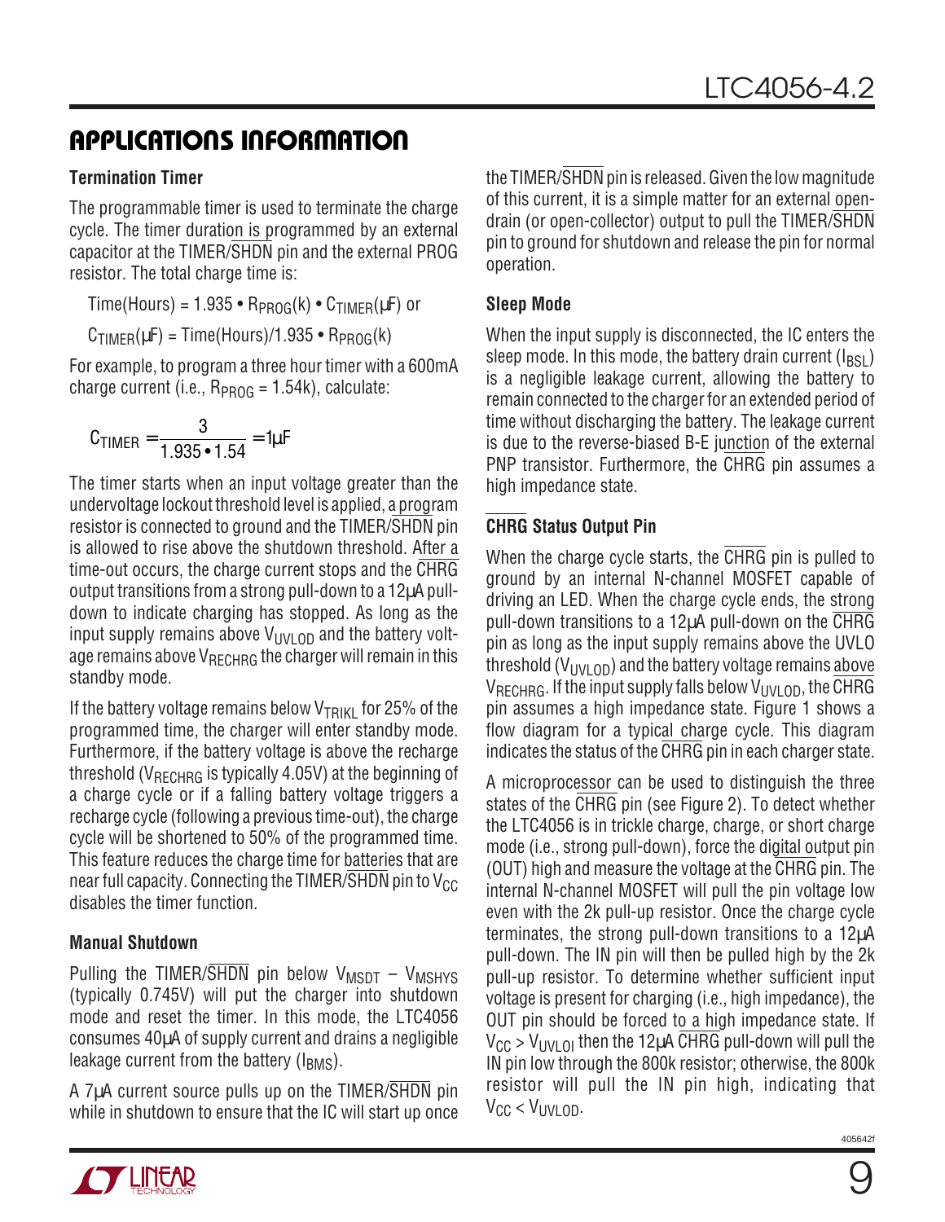## APPLICATIONS INFORMATION

### Termination Timer

The programmable timer is used to terminate the charge cycle. The timer duration is programmed by an external capacitor at the TIMER/$\overline{\text{SHDN}}$ pin and the external PROG resistor. The total charge time is:

$\text{Time(Hours)} = 1.935 \bullet R_{PROG}(k) \bullet C_{TIMER}(\mu F)$ or

$C_{TIMER}(\mu F) = \text{Time(Hours)}/1.935 \bullet R_{PROG}(k)$

For example, to program a three hour timer with a 600mA charge current (i.e., $R_{PROG}$ = 1.54k), calculate:

$$C_{TIMER} = \frac{3}{1.935 \bullet 1.54} = 1\mu F$$

The timer starts when an input voltage greater than the undervoltage lockout threshold level is applied, a program resistor is connected to ground and the TIMER/$\overline{\text{SHDN}}$ pin is allowed to rise above the shutdown threshold. After a time-out occurs, the charge current stops and the $\overline{\text{CHRG}}$ output transitions from a strong pull-down to a 12µA pull-down to indicate charging has stopped. As long as the input supply remains above $V_{UVLOD}$ and the battery voltage remains above $V_{RECHRG}$ the charger will remain in this standby mode.

If the battery voltage remains below $V_{TRIKL}$ for 25% of the programmed time, the charger will enter standby mode. Furthermore, if the battery voltage is above the recharge threshold ($V_{RECHRG}$ is typically 4.05V) at the beginning of a charge cycle or if a falling battery voltage triggers a recharge cycle (following a previous time-out), the charge cycle will be shortened to 50% of the programmed time. This feature reduces the charge time for batteries that are near full capacity. Connecting the TIMER/$\overline{\text{SHDN}}$ pin to $V_{CC}$ disables the timer function.

### Manual Shutdown

Pulling the TIMER/$\overline{\text{SHDN}}$ pin below $V_{MSDT} - V_{MSHYS}$ (typically 0.745V) will put the charger into shutdown mode and reset the timer. In this mode, the LTC4056 consumes 40µA of supply current and drains a negligible leakage current from the battery ($I_{BMS}$).

A 7µA current source pulls up on the TIMER/$\overline{\text{SHDN}}$ pin while in shutdown to ensure that the IC will start up once the TIMER/$\overline{\text{SHDN}}$ pin is released. Given the low magnitude of this current, it is a simple matter for an external open-drain (or open-collector) output to pull the TIMER/$\overline{\text{SHDN}}$ pin to ground for shutdown and release the pin for normal operation.

### Sleep Mode

When the input supply is disconnected, the IC enters the sleep mode. In this mode, the battery drain current ($I_{BSL}$) is a negligible leakage current, allowing the battery to remain connected to the charger for an extended period of time without discharging the battery. The leakage current is due to the reverse-biased B-E junction of the external PNP transistor. Furthermore, the $\overline{\text{CHRG}}$ pin assumes a high impedance state.

### $\overline{\text{CHRG}}$ Status Output Pin

When the charge cycle starts, the $\overline{\text{CHRG}}$ pin is pulled to ground by an internal N-channel MOSFET capable of driving an LED. When the charge cycle ends, the strong pull-down transitions to a 12µA pull-down on the $\overline{\text{CHRG}}$ pin as long as the input supply remains above the UVLO threshold ($V_{UVLOD}$) and the battery voltage remains above $V_{RECHRG}$. If the input supply falls below $V_{UVLOD}$, the $\overline{\text{CHRG}}$ pin assumes a high impedance state. Figure 1 shows a flow diagram for a typical charge cycle. This diagram indicates the status of the $\overline{\text{CHRG}}$ pin in each charger state.

A microprocessor can be used to distinguish the three states of the $\overline{\text{CHRG}}$ pin (see Figure 2). To detect whether the LTC4056 is in trickle charge, charge, or short charge mode (i.e., strong pull-down), force the digital output pin (OUT) high and measure the voltage at the $\overline{\text{CHRG}}$ pin. The internal N-channel MOSFET will pull the pin voltage low even with the 2k pull-up resistor. Once the charge cycle terminates, the strong pull-down transitions to a 12µA pull-down. The IN pin will then be pulled high by the 2k pull-up resistor. To determine whether sufficient input voltage is present for charging (i.e., high impedance), the OUT pin should be forced to a high impedance state. If $V_{CC} > V_{UVLOI}$ then the 12µA $\overline{\text{CHRG}}$ pull-down will pull the IN pin low through the 800k resistor; otherwise, the 800k resistor will pull the IN pin high, indicating that $V_{CC} < V_{UVLOD}$.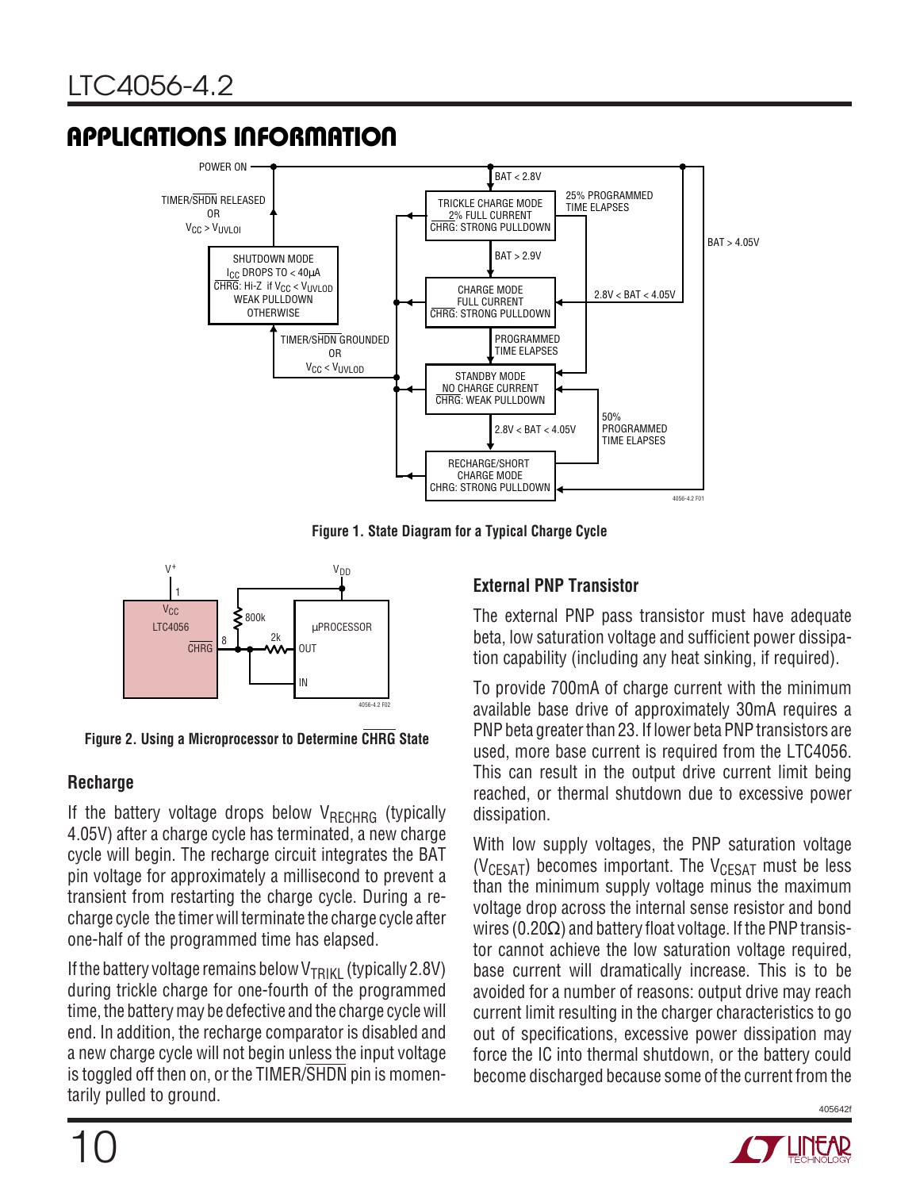## APPLICATIONS INFORMATION

Figure 1. State Diagram for a Typical Charge Cycle

Figure 2. Using a Microprocessor to Determine $\overline{CHRG}$ State

### Recharge

If the battery voltage drops below $V_{RECHRG}$ (typically 4.05V) after a charge cycle has terminated, a new charge cycle will begin. The recharge circuit integrates the BAT pin voltage for approximately a millisecond to prevent a transient from restarting the charge cycle. During a recharge cycle the timer will terminate the charge cycle after one-half of the programmed time has elapsed.

If the battery voltage remains below $V_{TRIKL}$ (typically 2.8V) during trickle charge for one-fourth of the programmed time, the battery may be defective and the charge cycle will end. In addition, the recharge comparator is disabled and a new charge cycle will not begin unless the input voltage is toggled off then on, or the TIMER/$\overline{SHDN}$ pin is momentarily pulled to ground.

### External PNP Transistor

The external PNP pass transistor must have adequate beta, low saturation voltage and sufficient power dissipation capability (including any heat sinking, if required).

To provide 700mA of charge current with the minimum available base drive of approximately 30mA requires a PNP beta greater than 23. If lower beta PNP transistors are used, more base current is required from the LTC4056. This can result in the output drive current limit being reached, or thermal shutdown due to excessive power dissipation.

With low supply voltages, the PNP saturation voltage ($V_{CESAT}$) becomes important. The $V_{CESAT}$ must be less than the minimum supply voltage minus the maximum voltage drop across the internal sense resistor and bond wires (0.20Ω) and battery float voltage. If the PNP transistor cannot achieve the low saturation voltage required, base current will dramatically increase. This is to be avoided for a number of reasons: output drive may reach current limit resulting in the charger characteristics to go out of specifications, excessive power dissipation may force the IC into thermal shutdown, or the battery could become discharged because some of the current from the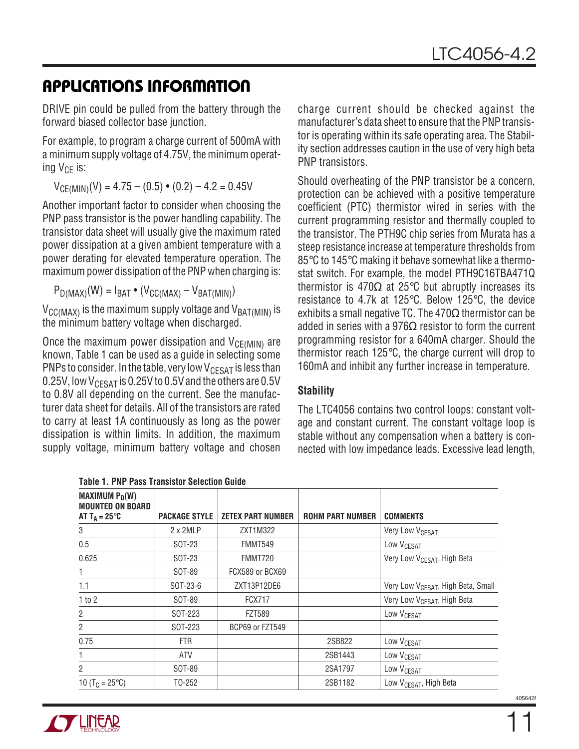## APPLICATIONS INFORMATION

DRIVE pin could be pulled from the battery through the forward biased collector base junction.

For example, to program a charge current of 500mA with a minimum supply voltage of 4.75V, the minimum operating $V_{CE}$ is:

$$V_{CE(MIN)}(V) = 4.75 – (0.5) \cdot (0.2) – 4.2 = 0.45V$$

Another important factor to consider when choosing the PNP pass transistor is the power handling capability. The transistor data sheet will usually give the maximum rated power dissipation at a given ambient temperature with a power derating for elevated temperature operation. The maximum power dissipation of the PNP when charging is:

$$P_{D(MAX)}(W) = I_{BAT} \cdot (V_{CC(MAX)} – V_{BAT(MIN)})$$

$V_{CC(MAX)}$ is the maximum supply voltage and $V_{BAT(MIN)}$ is the minimum battery voltage when discharged.

Once the maximum power dissipation and $V_{CE(MIN)}$ are known, Table 1 can be used as a guide in selecting some PNPs to consider. In the table, very low $V_{CESAT}$ is less than 0.25V, low $V_{CESAT}$ is 0.25V to 0.5V and the others are 0.5V to 0.8V all depending on the current. See the manufacturer data sheet for details. All of the transistors are rated to carry at least 1A continuously as long as the power dissipation is within limits. In addition, the maximum supply voltage, minimum battery voltage and chosen charge current should be checked against the manufacturer's data sheet to ensure that the PNP transistor is operating within its safe operating area. The Stability section addresses caution in the use of very high beta PNP transistors.

Should overheating of the PNP transistor be a concern, protection can be achieved with a positive temperature coefficient (PTC) thermistor wired in series with the current programming resistor and thermally coupled to the transistor. The PTH9C chip series from Murata has a steep resistance increase at temperature thresholds from 85°C to 145°C making it behave somewhat like a thermostat switch. For example, the model PTH9C16TBA471Q thermistor is 470Ω at 25°C but abruptly increases its resistance to 4.7k at 125°C. Below 125°C, the device exhibits a small negative TC. The 470Ω thermistor can be added in series with a 976Ω resistor to form the current programming resistor for a 640mA charger. Should the thermistor reach 125°C, the charge current will drop to 160mA and inhibit any further increase in temperature.

### Stability

The LTC4056 contains two control loops: constant voltage and constant current. The constant voltage loop is stable without any compensation when a battery is connected with low impedance leads. Excessive lead length,

**Table 1. PNP Pass Transistor Selection Guide**

| MAXIMUM $P_D$(W) MOUNTED ON BOARD AT $T_A$ = 25°C | PACKAGE STYLE | ZETEX PART NUMBER | ROHM PART NUMBER | COMMENTS |
|---|---|---|---|---|
| 3 | 2 x 2MLP | ZXT1M322 | | Very Low $V_{CESAT}$ |
| 0.5 | SOT-23 | FMMT549 | | Low $V_{CESAT}$ |
| 0.625 | SOT-23 | FMMT720 | | Very Low $V_{CESAT}$, High Beta |
| 1 | SOT-89 | FCX589 or BCX69 | | |
| 1.1 | SOT-23-6 | ZXT13P12DE6 | | Very Low $V_{CESAT}$, High Beta, Small |
| 1 to 2 | SOT-89 | FCX717 | | Very Low $V_{CESAT}$, High Beta |
| 2 | SOT-223 | FZT589 | | Low $V_{CESAT}$ |
| 2 | SOT-223 | BCP69 or FZT549 | | |
| 0.75 | FTR | | 2SB822 | Low $V_{CESAT}$ |
| 1 | ATV | | 2SB1443 | Low $V_{CESAT}$ |
| 2 | SOT-89 | | 2SA1797 | Low $V_{CESAT}$ |
| 10 ($T_C$ = 25°C) | TO-252 | | 2SB1182 | Low $V_{CESAT}$, High Beta |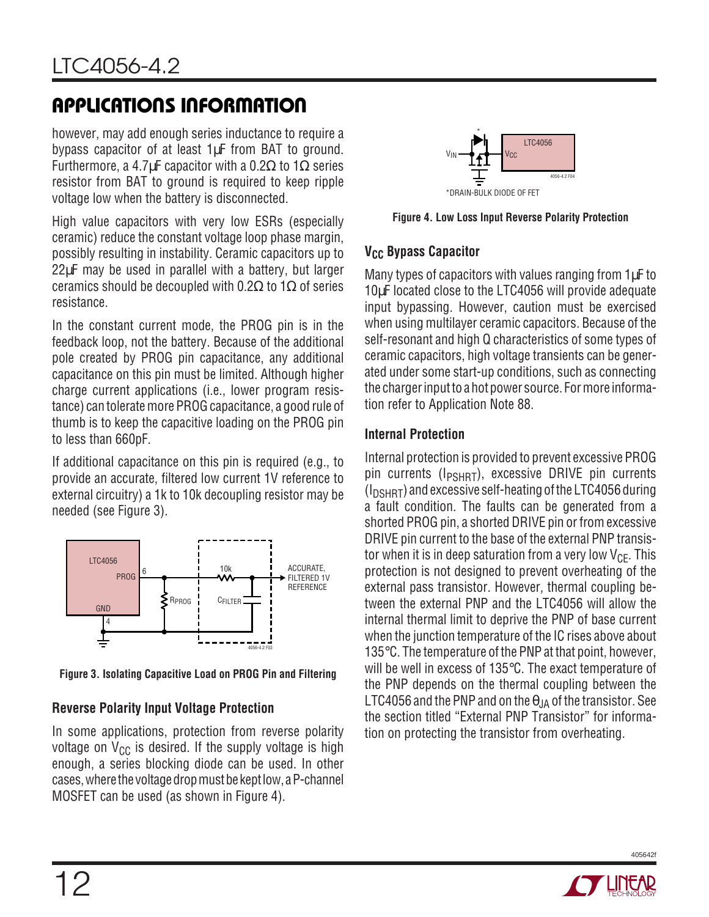## APPLICATIONS INFORMATION

however, may add enough series inductance to require a bypass capacitor of at least 1µF from BAT to ground. Furthermore, a 4.7µF capacitor with a 0.2Ω to 1Ω series resistor from BAT to ground is required to keep ripple voltage low when the battery is disconnected.

High value capacitors with very low ESRs (especially ceramic) reduce the constant voltage loop phase margin, possibly resulting in instability. Ceramic capacitors up to 22µF may be used in parallel with a battery, but larger ceramics should be decoupled with 0.2Ω to 1Ω of series resistance.

In the constant current mode, the PROG pin is in the feedback loop, not the battery. Because of the additional pole created by PROG pin capacitance, any additional capacitance on this pin must be limited. Although higher charge current applications (i.e., lower program resistance) can tolerate more PROG capacitance, a good rule of thumb is to keep the capacitive loading on the PROG pin to less than 660pF.

If additional capacitance on this pin is required (e.g., to provide an accurate, filtered low current 1V reference to external circuitry) a 1k to 10k decoupling resistor may be needed (see Figure 3).

**Figure 3. Isolating Capacitive Load on PROG Pin and Filtering**

### Reverse Polarity Input Voltage Protection

In some applications, protection from reverse polarity voltage on $V_{CC}$ is desired. If the supply voltage is high enough, a series blocking diode can be used. In other cases, where the voltage drop must be kept low, a P-channel MOSFET can be used (as shown in Figure 4).

*DRAIN-BULK DIODE OF FET

**Figure 4. Low Loss Input Reverse Polarity Protection**

### $V_{CC}$ Bypass Capacitor

Many types of capacitors with values ranging from 1µF to 10µF located close to the LTC4056 will provide adequate input bypassing. However, caution must be exercised when using multilayer ceramic capacitors. Because of the self-resonant and high Q characteristics of some types of ceramic capacitors, high voltage transients can be generated under some start-up conditions, such as connecting the charger input to a hot power source. For more information refer to Application Note 88.

### Internal Protection

Internal protection is provided to prevent excessive PROG pin currents ($I_{PSHRT}$), excessive DRIVE pin currents ($I_{DSHRT}$) and excessive self-heating of the LTC4056 during a fault condition. The faults can be generated from a shorted PROG pin, a shorted DRIVE pin or from excessive DRIVE pin current to the base of the external PNP transistor when it is in deep saturation from a very low $V_{CE}$. This protection is not designed to prevent overheating of the external pass transistor. However, thermal coupling between the external PNP and the LTC4056 will allow the internal thermal limit to deprive the PNP of base current when the junction temperature of the IC rises above about 135°C. The temperature of the PNP at that point, however, will be well in excess of 135°C. The exact temperature of the PNP depends on the thermal coupling between the LTC4056 and the PNP and on the $\theta_{JA}$ of the transistor. See the section titled "External PNP Transistor" for information on protecting the transistor from overheating.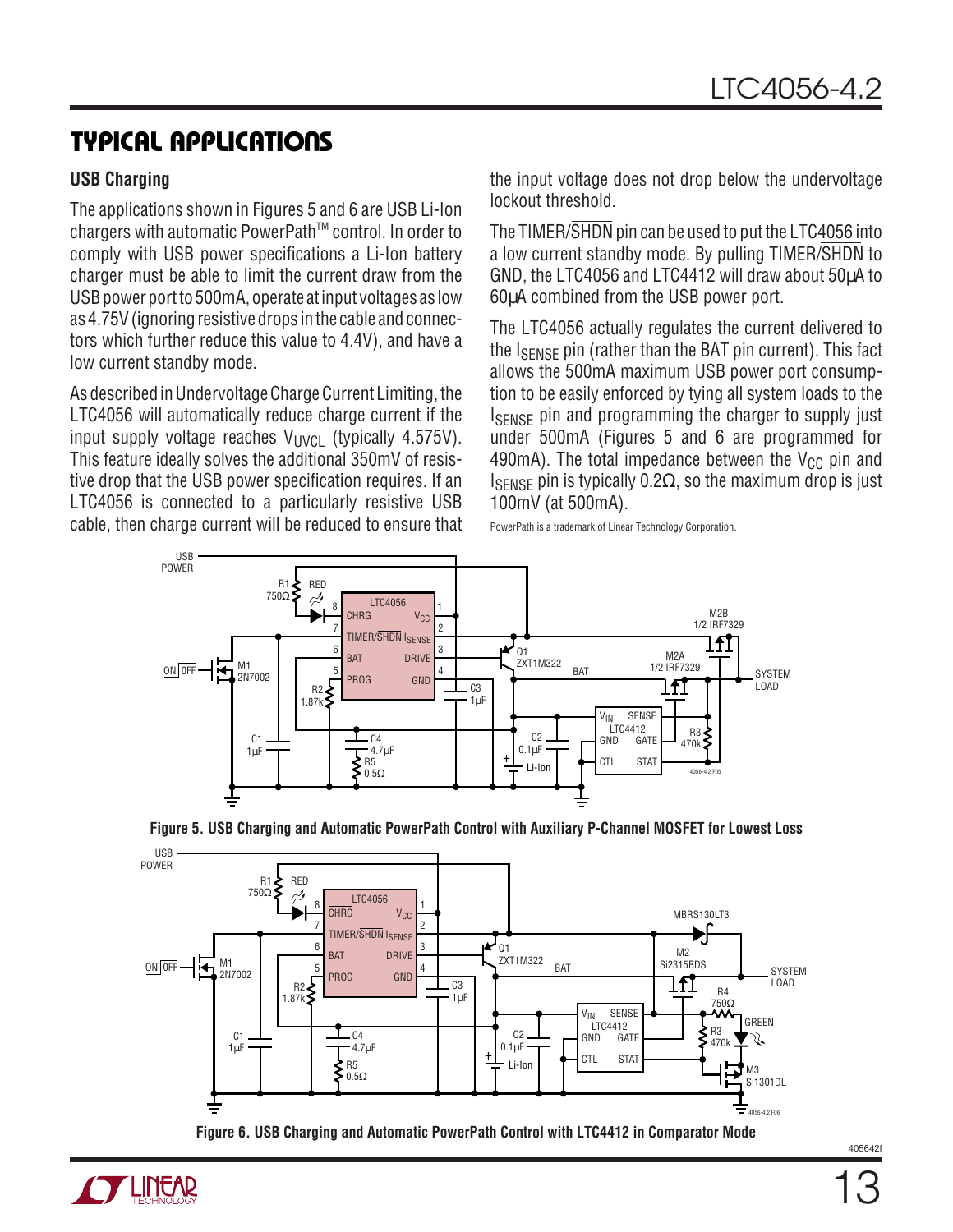## TYPICAL APPLICATIONS

### USB Charging

The applications shown in Figures 5 and 6 are USB Li-Ion chargers with automatic PowerPath™ control. In order to comply with USB power specifications a Li-Ion battery charger must be able to limit the current draw from the USB power port to 500mA, operate at input voltages as low as 4.75V (ignoring resistive drops in the cable and connectors which further reduce this value to 4.4V), and have a low current standby mode.

As described in Undervoltage Charge Current Limiting, the LTC4056 will automatically reduce charge current if the input supply voltage reaches $V_{UVCL}$ (typically 4.575V). This feature ideally solves the additional 350mV of resistive drop that the USB power specification requires. If an LTC4056 is connected to a particularly resistive USB cable, then charge current will be reduced to ensure that the input voltage does not drop below the undervoltage lockout threshold.

The TIMER/$\overline{\text{SHDN}}$ pin can be used to put the LTC4056 into a low current standby mode. By pulling TIMER/$\overline{\text{SHDN}}$ to GND, the LTC4056 and LTC4412 will draw about 50µA to 60µA combined from the USB power port.

The LTC4056 actually regulates the current delivered to the $I_{SENSE}$ pin (rather than the BAT pin current). This fact allows the 500mA maximum USB power port consumption to be easily enforced by tying all system loads to the $I_{SENSE}$ pin and programming the charger to supply just under 500mA (Figures 5 and 6 are programmed for 490mA). The total impedance between the $V_{CC}$ pin and $I_{SENSE}$ pin is typically 0.2Ω, so the maximum drop is just 100mV (at 500mA).

PowerPath is a trademark of Linear Technology Corporation.

**Figure 5. USB Charging and Automatic PowerPath Control with Auxiliary P-Channel MOSFET for Lowest Loss**

**Figure 6. USB Charging and Automatic PowerPath Control with LTC4412 in Comparator Mode**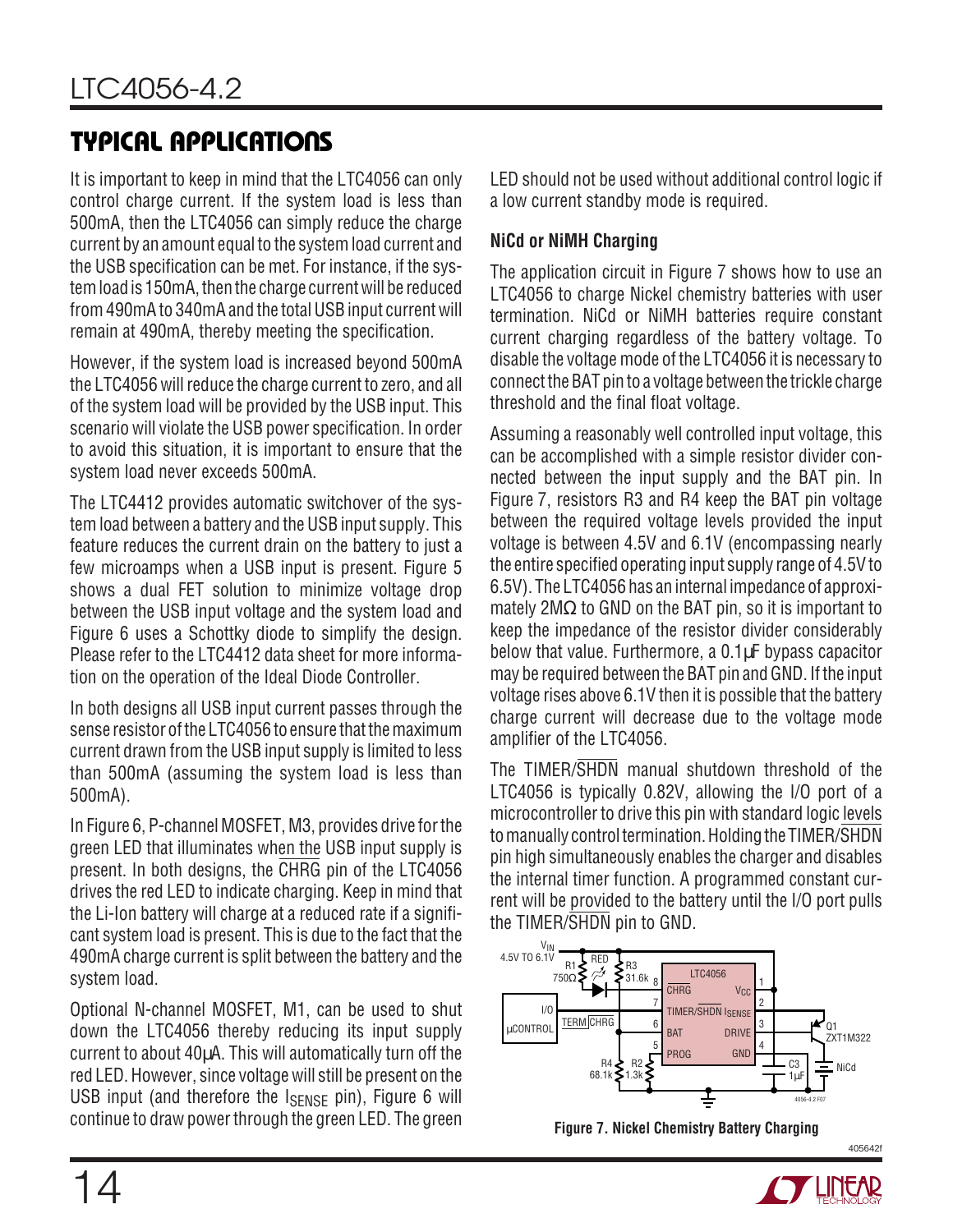## TYPICAL APPLICATIONS

It is important to keep in mind that the LTC4056 can only control charge current. If the system load is less than 500mA, then the LTC4056 can simply reduce the charge current by an amount equal to the system load current and the USB specification can be met. For instance, if the system load is 150mA, then the charge current will be reduced from 490mA to 340mA and the total USB input current will remain at 490mA, thereby meeting the specification.

However, if the system load is increased beyond 500mA the LTC4056 will reduce the charge current to zero, and all of the system load will be provided by the USB input. This scenario will violate the USB power specification. In order to avoid this situation, it is important to ensure that the system load never exceeds 500mA.

The LTC4412 provides automatic switchover of the system load between a battery and the USB input supply. This feature reduces the current drain on the battery to just a few microamps when a USB input is present. Figure 5 shows a dual FET solution to minimize voltage drop between the USB input voltage and the system load and Figure 6 uses a Schottky diode to simplify the design. Please refer to the LTC4412 data sheet for more information on the operation of the Ideal Diode Controller.

In both designs all USB input current passes through the sense resistor of the LTC4056 to ensure that the maximum current drawn from the USB input supply is limited to less than 500mA (assuming the system load is less than 500mA).

In Figure 6, P-channel MOSFET, M3, provides drive for the green LED that illuminates when the USB input supply is present. In both designs, the CHRG pin of the LTC4056 drives the red LED to indicate charging. Keep in mind that the Li-Ion battery will charge at a reduced rate if a significant system load is present. This is due to the fact that the 490mA charge current is split between the battery and the system load.

Optional N-channel MOSFET, M1, can be used to shut down the LTC4056 thereby reducing its input supply current to about 40µA. This will automatically turn off the red LED. However, since voltage will still be present on the USB input (and therefore the $I_{SENSE}$ pin), Figure 6 will continue to draw power through the green LED. The green LED should not be used without additional control logic if a low current standby mode is required.

### NiCd or NiMH Charging

The application circuit in Figure 7 shows how to use an LTC4056 to charge Nickel chemistry batteries with user termination. NiCd or NiMH batteries require constant current charging regardless of the battery voltage. To disable the voltage mode of the LTC4056 it is necessary to connect the BAT pin to a voltage between the trickle charge threshold and the final float voltage.

Assuming a reasonably well controlled input voltage, this can be accomplished with a simple resistor divider connected between the input supply and the BAT pin. In Figure 7, resistors R3 and R4 keep the BAT pin voltage between the required voltage levels provided the input voltage is between 4.5V and 6.1V (encompassing nearly the entire specified operating input supply range of 4.5V to 6.5V). The LTC4056 has an internal impedance of approximately 2MΩ to GND on the BAT pin, so it is important to keep the impedance of the resistor divider considerably below that value. Furthermore, a 0.1µF bypass capacitor may be required between the BAT pin and GND. If the input voltage rises above 6.1V then it is possible that the battery charge current will decrease due to the voltage mode amplifier of the LTC4056.

The TIMER/SHDN manual shutdown threshold of the LTC4056 is typically 0.82V, allowing the I/O port of a microcontroller to drive this pin with standard logic levels to manually control termination. Holding the TIMER/SHDN pin high simultaneously enables the charger and disables the internal timer function. A programmed constant current will be provided to the battery until the I/O port pulls the TIMER/SHDN pin to GND.

Figure 7. Nickel Chemistry Battery Charging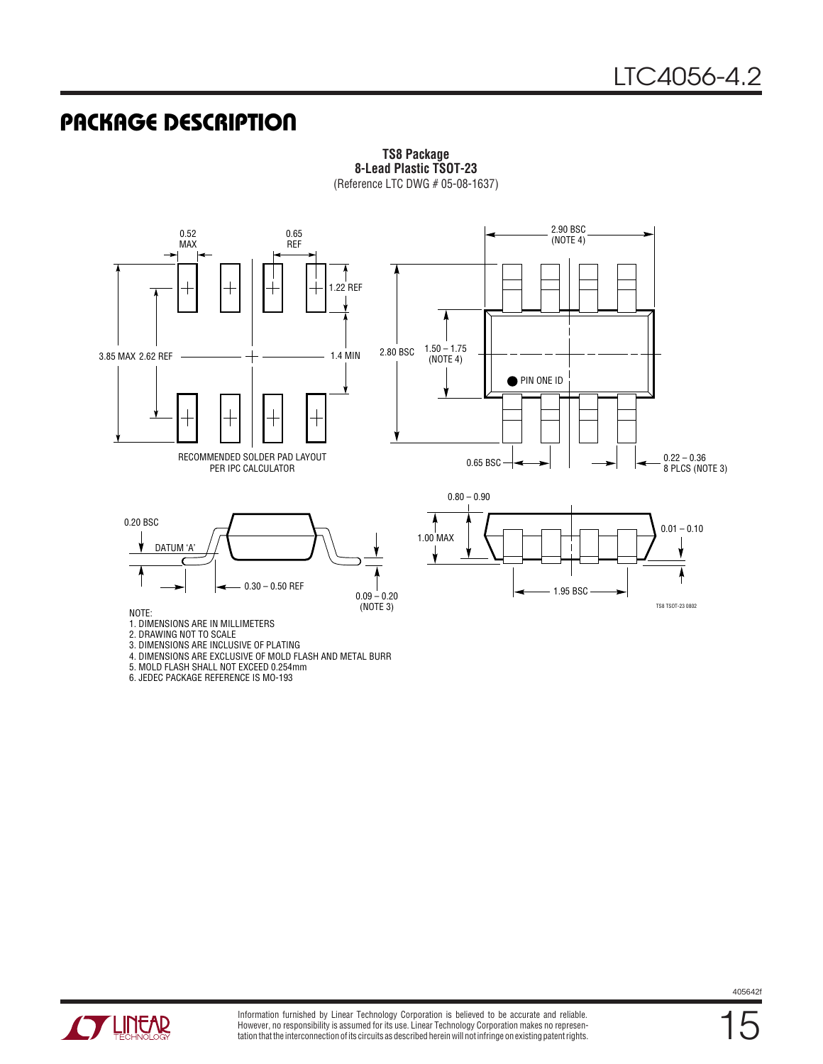# PACKAGE DESCRIPTION

**TS8 Package**
**8-Lead Plastic TSOT-23**
(Reference LTC DWG # 05-08-1637)

0.52 MAX

0.65 REF

1.22 REF

3.85 MAX 2.62 REF

1.4 MIN

RECOMMENDED SOLDER PAD LAYOUT PER IPC CALCULATOR

2.90 BSC (NOTE 4)

2.80 BSC

1.50 – 1.75 (NOTE 4)

PIN ONE ID

0.65 BSC

0.22 – 0.36 8 PLCS (NOTE 3)

0.20 BSC

DATUM 'A'

0.30 – 0.50 REF

0.09 – 0.20 (NOTE 3)

0.80 – 0.90

1.00 MAX

0.01 – 0.10

1.95 BSC

TS8 TSOT-23 0802

NOTE:
1. DIMENSIONS ARE IN MILLIMETERS
2. DRAWING NOT TO SCALE
3. DIMENSIONS ARE INCLUSIVE OF PLATING
4. DIMENSIONS ARE EXCLUSIVE OF MOLD FLASH AND METAL BURR
5. MOLD FLASH SHALL NOT EXCEED 0.254mm
6. JEDEC PACKAGE REFERENCE IS MO-193

Information furnished by Linear Technology Corporation is believed to be accurate and reliable. However, no responsibility is assumed for its use. Linear Technology Corporation makes no representation that the interconnection of its circuits as described herein will not infringe on existing patent rights.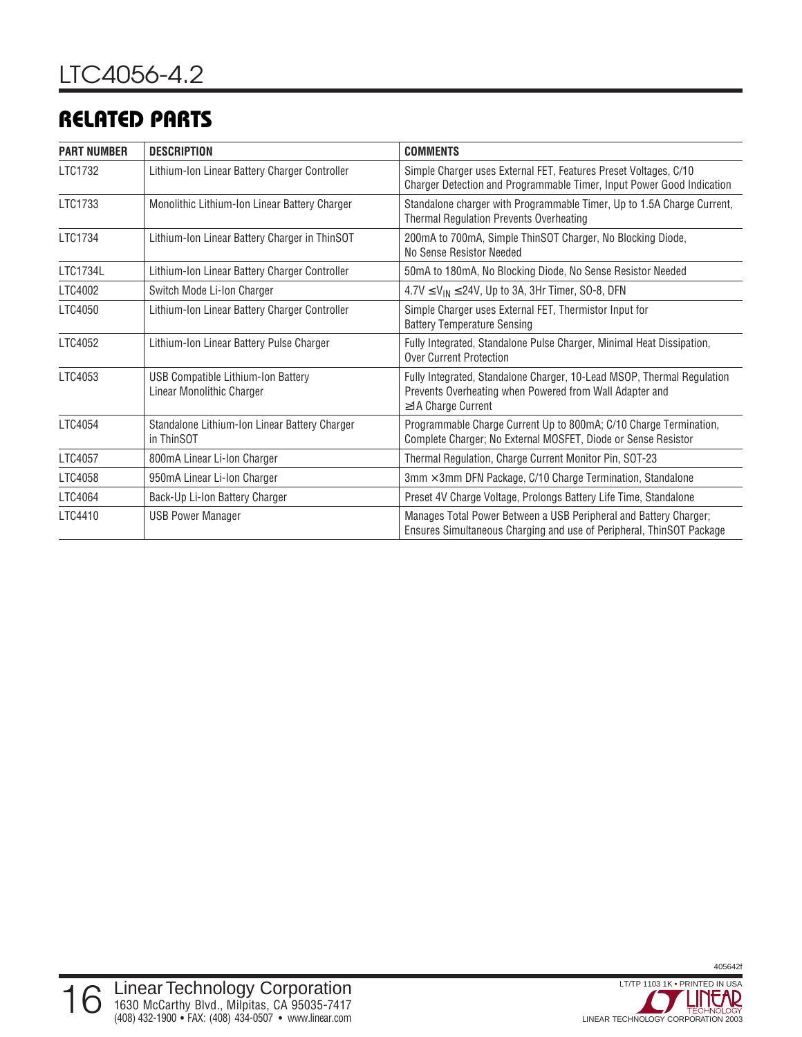## RELATED PARTS

| PART NUMBER | DESCRIPTION | COMMENTS |
|---|---|---|
| LTC1732 | Lithium-Ion Linear Battery Charger Controller | Simple Charger uses External FET, Features Preset Voltages, C/10 Charger Detection and Programmable Timer, Input Power Good Indication |
| LTC1733 | Monolithic Lithium-Ion Linear Battery Charger | Standalone charger with Programmable Timer, Up to 1.5A Charge Current, Thermal Regulation Prevents Overheating |
| LTC1734 | Lithium-Ion Linear Battery Charger in ThinSOT | 200mA to 700mA, Simple ThinSOT Charger, No Blocking Diode, No Sense Resistor Needed |
| LTC1734L | Lithium-Ion Linear Battery Charger Controller | 50mA to 180mA, No Blocking Diode, No Sense Resistor Needed |
| LTC4002 | Switch Mode Li-Ion Charger | $4.7V \leq V_{IN} \leq 24V$, Up to 3A, 3Hr Timer, SO-8, DFN |
| LTC4050 | Lithium-Ion Linear Battery Charger Controller | Simple Charger uses External FET, Thermistor Input for Battery Temperature Sensing |
| LTC4052 | Lithium-Ion Linear Battery Pulse Charger | Fully Integrated, Standalone Pulse Charger, Minimal Heat Dissipation, Over Current Protection |
| LTC4053 | USB Compatible Lithium-Ion Battery Linear Monolithic Charger | Fully Integrated, Standalone Charger, 10-Lead MSOP, Thermal Regulation Prevents Overheating when Powered from Wall Adapter and ≥1A Charge Current |
| LTC4054 | Standalone Lithium-Ion Linear Battery Charger in ThinSOT | Programmable Charge Current Up to 800mA; C/10 Charge Termination, Complete Charger; No External MOSFET, Diode or Sense Resistor |
| LTC4057 | 800mA Linear Li-Ion Charger | Thermal Regulation, Charge Current Monitor Pin, SOT-23 |
| LTC4058 | 950mA Linear Li-Ion Charger | 3mm × 3mm DFN Package, C/10 Charge Termination, Standalone |
| LTC4064 | Back-Up Li-Ion Battery Charger | Preset 4V Charge Voltage, Prolongs Battery Life Time, Standalone |
| LTC4410 | USB Power Manager | Manages Total Power Between a USB Peripheral and Battery Charger; Ensures Simultaneous Charging and use of Peripheral, ThinSOT Package |

405642f

Linear Technology Corporation
1630 McCarthy Blvd., Milpitas, CA 95035-7417
(408) 432-1900 • FAX: (408) 434-0507 • www.linear.com

LT/TP 1103 1K • PRINTED IN USA
© LINEAR TECHNOLOGY CORPORATION 2003